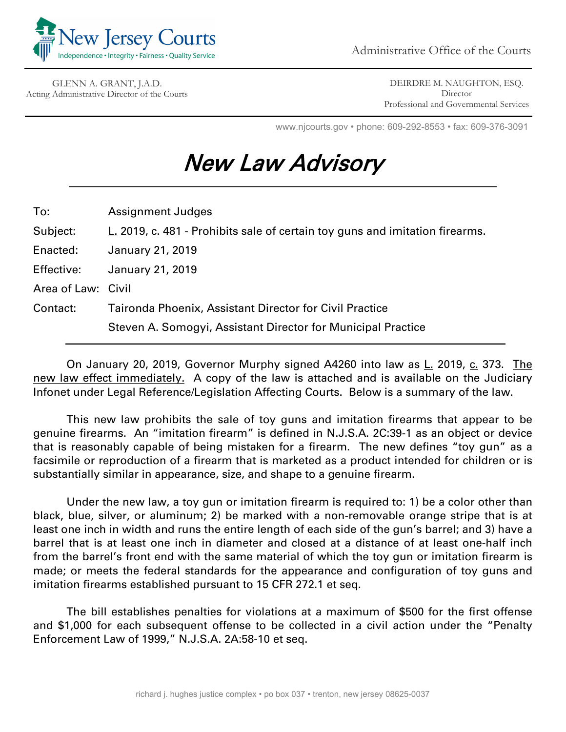New Jersey Courts

Independence • Integrity • Fairness • Quality Service

Administrative Office of the Courts

GLENN A. GRANT, J.A.D.
Acting Administrative Director of the Courts

DEIRDRE M. NAUGHTON, ESQ.
Director
Professional and Governmental Services

www.njcourts.gov • phone: 609-292-8553 • fax: 609-376-3091

# *New Law Advisory*

| | |
|---|---|
| To: | Assignment Judges |
| Subject: | L. 2019, c. 481 - Prohibits sale of certain toy guns and imitation firearms. |
| Enacted: | January 21, 2019 |
| Effective: | January 21, 2019 |
| Area of Law: | Civil |
| Contact: | Taironda Phoenix, Assistant Director for Civil Practice |
| | Steven A. Somogyi, Assistant Director for Municipal Practice |

On January 20, 2019, Governor Murphy signed A4260 into law as L. 2019, c. 373. The new law effect immediately. A copy of the law is attached and is available on the Judiciary Infonet under Legal Reference/Legislation Affecting Courts. Below is a summary of the law.

This new law prohibits the sale of toy guns and imitation firearms that appear to be genuine firearms. An "imitation firearm" is defined in N.J.S.A. 2C:39-1 as an object or device that is reasonably capable of being mistaken for a firearm. The new defines "toy gun" as a facsimile or reproduction of a firearm that is marketed as a product intended for children or is substantially similar in appearance, size, and shape to a genuine firearm.

Under the new law, a toy gun or imitation firearm is required to: 1) be a color other than black, blue, silver, or aluminum; 2) be marked with a non-removable orange stripe that is at least one inch in width and runs the entire length of each side of the gun's barrel; and 3) have a barrel that is at least one inch in diameter and closed at a distance of at least one-half inch from the barrel's front end with the same material of which the toy gun or imitation firearm is made; or meets the federal standards for the appearance and configuration of toy guns and imitation firearms established pursuant to 15 CFR 272.1 et seq.

The bill establishes penalties for violations at a maximum of $500 for the first offense and $1,000 for each subsequent offense to be collected in a civil action under the "Penalty Enforcement Law of 1999," N.J.S.A. 2A:58-10 et seq.

richard j. hughes justice complex • po box 037 • trenton, new jersey 08625-0037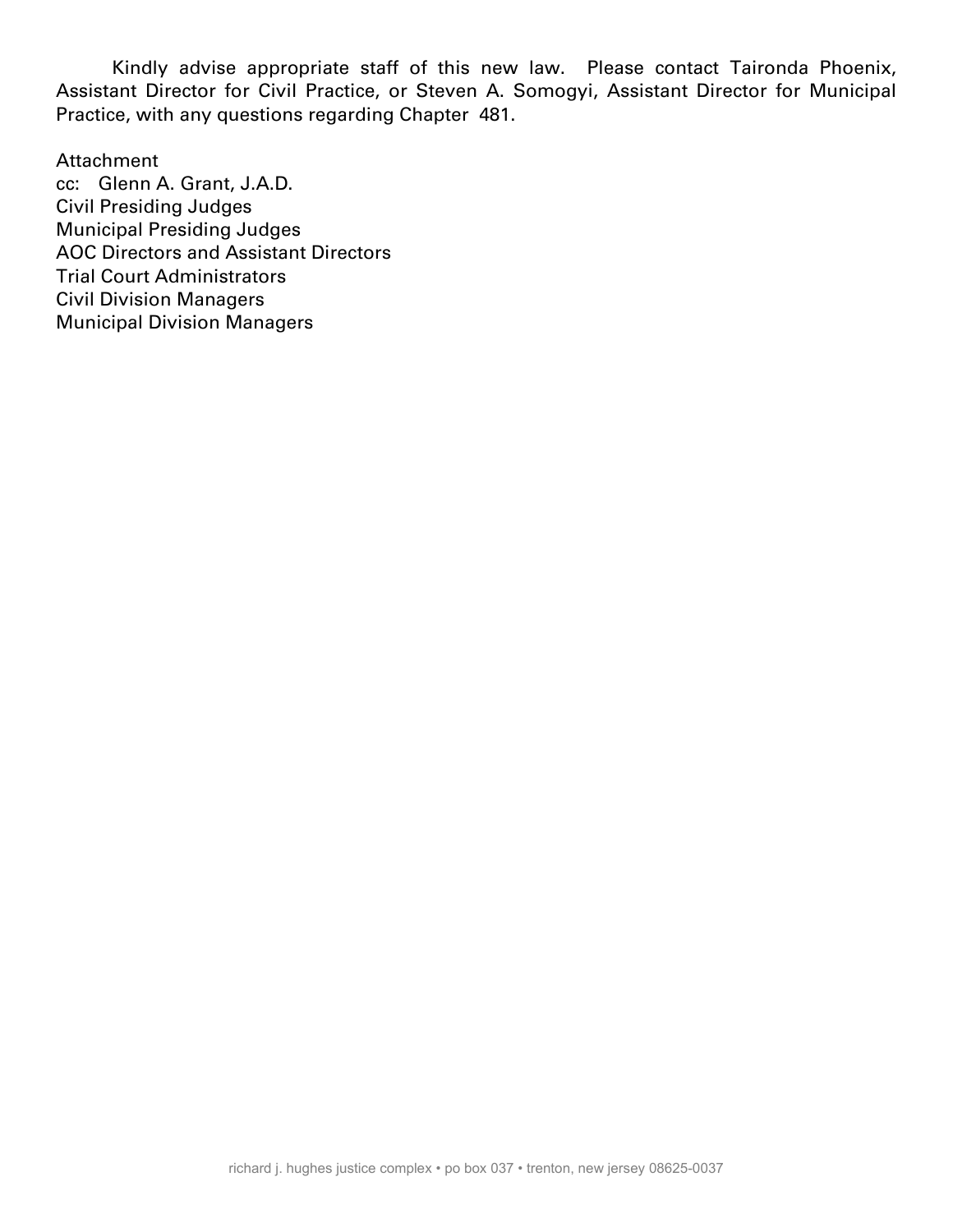Kindly advise appropriate staff of this new law. Please contact Taironda Phoenix, Assistant Director for Civil Practice, or Steven A. Somogyi, Assistant Director for Municipal Practice, with any questions regarding Chapter 481.

Attachment

cc: Glenn A. Grant, J.A.D.
Civil Presiding Judges
Municipal Presiding Judges
AOC Directors and Assistant Directors
Trial Court Administrators
Civil Division Managers
Municipal Division Managers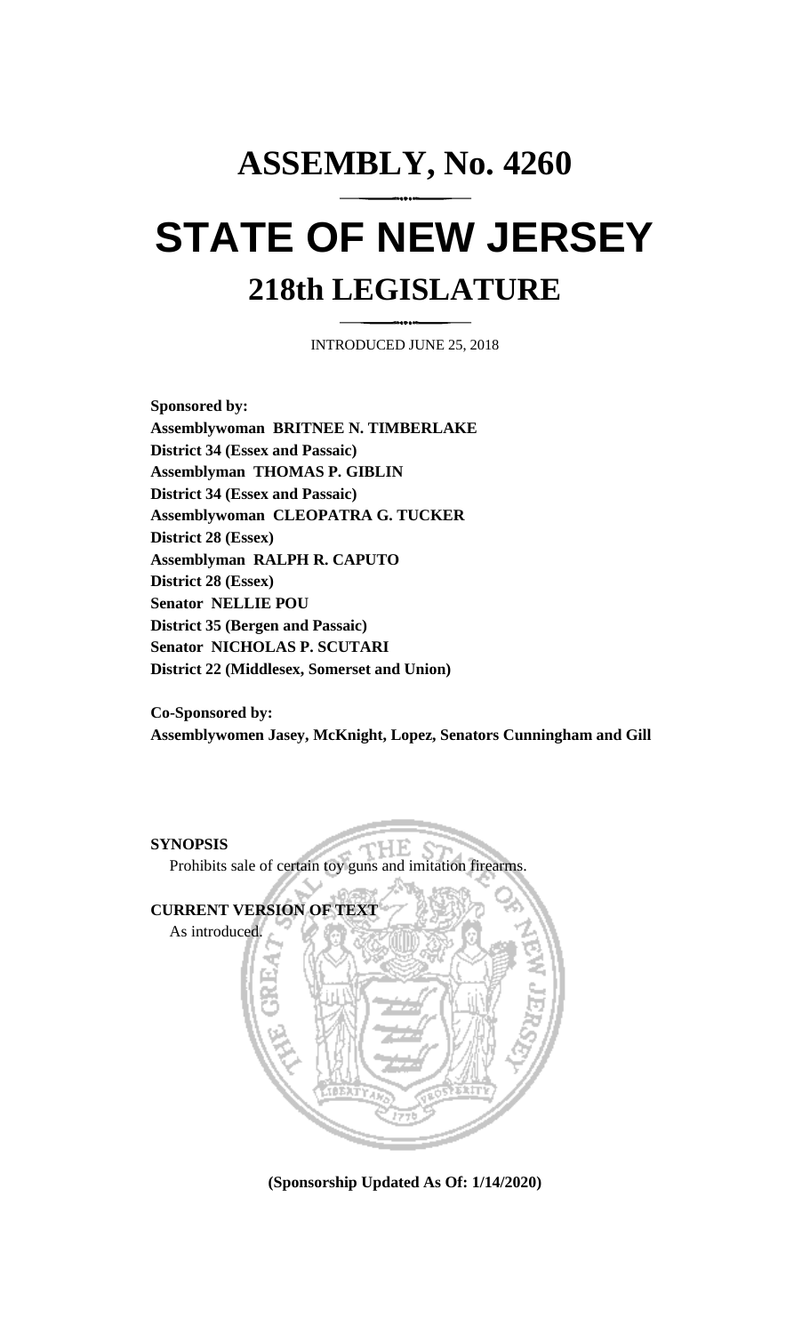# ASSEMBLY, No. 4260

# STATE OF NEW JERSEY

## 218th LEGISLATURE

INTRODUCED JUNE 25, 2018

**Sponsored by:**
**Assemblywoman BRITNEE N. TIMBERLAKE**
**District 34 (Essex and Passaic)**
**Assemblyman THOMAS P. GIBLIN**
**District 34 (Essex and Passaic)**
**Assemblywoman CLEOPATRA G. TUCKER**
**District 28 (Essex)**
**Assemblyman RALPH R. CAPUTO**
**District 28 (Essex)**
**Senator NELLIE POU**
**District 35 (Bergen and Passaic)**
**Senator NICHOLAS P. SCUTARI**
**District 22 (Middlesex, Somerset and Union)**

**Co-Sponsored by:**
**Assemblywomen Jasey, McKnight, Lopez, Senators Cunningham and Gill**

**SYNOPSIS**

Prohibits sale of certain toy guns and imitation firearms.

**CURRENT VERSION OF TEXT**

As introduced.

**(Sponsorship Updated As Of: 1/14/2020)**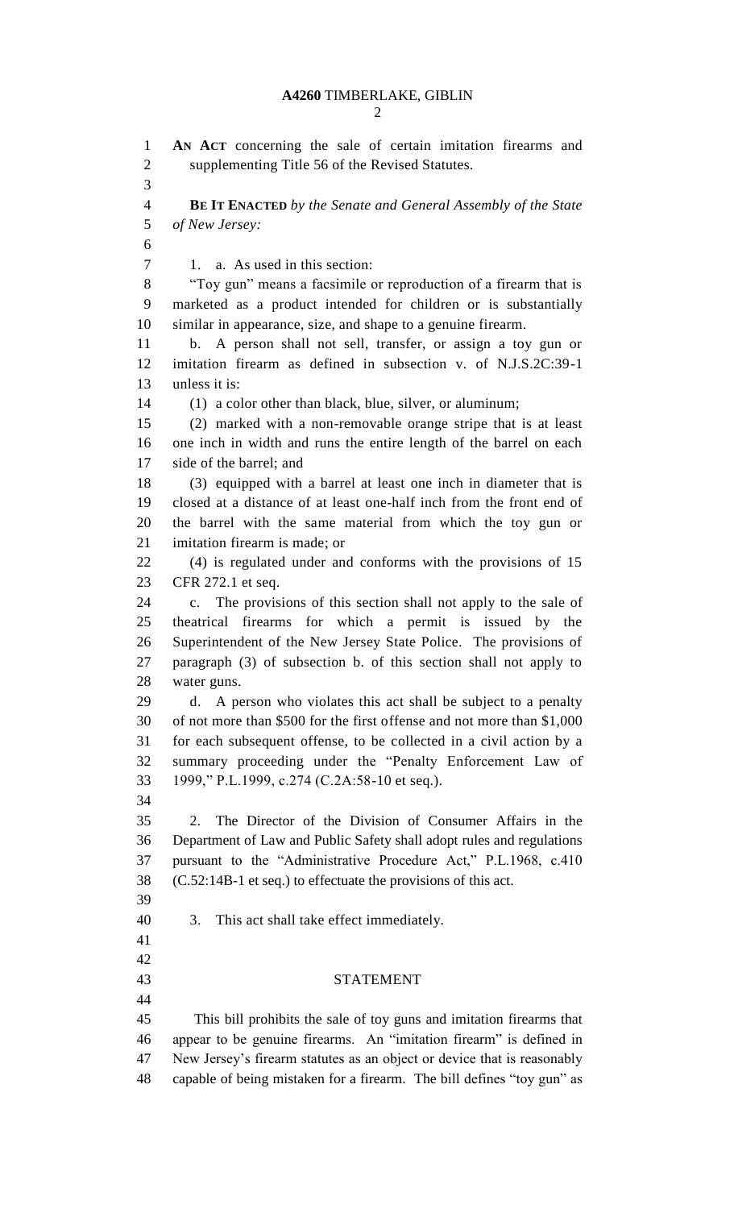**AN ACT** concerning the sale of certain imitation firearms and supplementing Title 56 of the Revised Statutes.

**BE IT ENACTED** *by the Senate and General Assembly of the State of New Jersey:*

1. a. As used in this section:

"Toy gun" means a facsimile or reproduction of a firearm that is marketed as a product intended for children or is substantially similar in appearance, size, and shape to a genuine firearm.

b. A person shall not sell, transfer, or assign a toy gun or imitation firearm as defined in subsection v. of N.J.S.2C:39-1 unless it is:

(1) a color other than black, blue, silver, or aluminum;

(2) marked with a non-removable orange stripe that is at least one inch in width and runs the entire length of the barrel on each side of the barrel; and

(3) equipped with a barrel at least one inch in diameter that is closed at a distance of at least one-half inch from the front end of the barrel with the same material from which the toy gun or imitation firearm is made; or

(4) is regulated under and conforms with the provisions of 15 CFR 272.1 et seq.

c. The provisions of this section shall not apply to the sale of theatrical firearms for which a permit is issued by the Superintendent of the New Jersey State Police. The provisions of paragraph (3) of subsection b. of this section shall not apply to water guns.

d. A person who violates this act shall be subject to a penalty of not more than $500 for the first offense and not more than $1,000 for each subsequent offense, to be collected in a civil action by a summary proceeding under the "Penalty Enforcement Law of 1999," P.L.1999, c.274 (C.2A:58-10 et seq.).

2. The Director of the Division of Consumer Affairs in the Department of Law and Public Safety shall adopt rules and regulations pursuant to the "Administrative Procedure Act," P.L.1968, c.410 (C.52:14B-1 et seq.) to effectuate the provisions of this act.

3. This act shall take effect immediately.

## STATEMENT

This bill prohibits the sale of toy guns and imitation firearms that appear to be genuine firearms. An "imitation firearm" is defined in New Jersey's firearm statutes as an object or device that is reasonably capable of being mistaken for a firearm. The bill defines "toy gun" as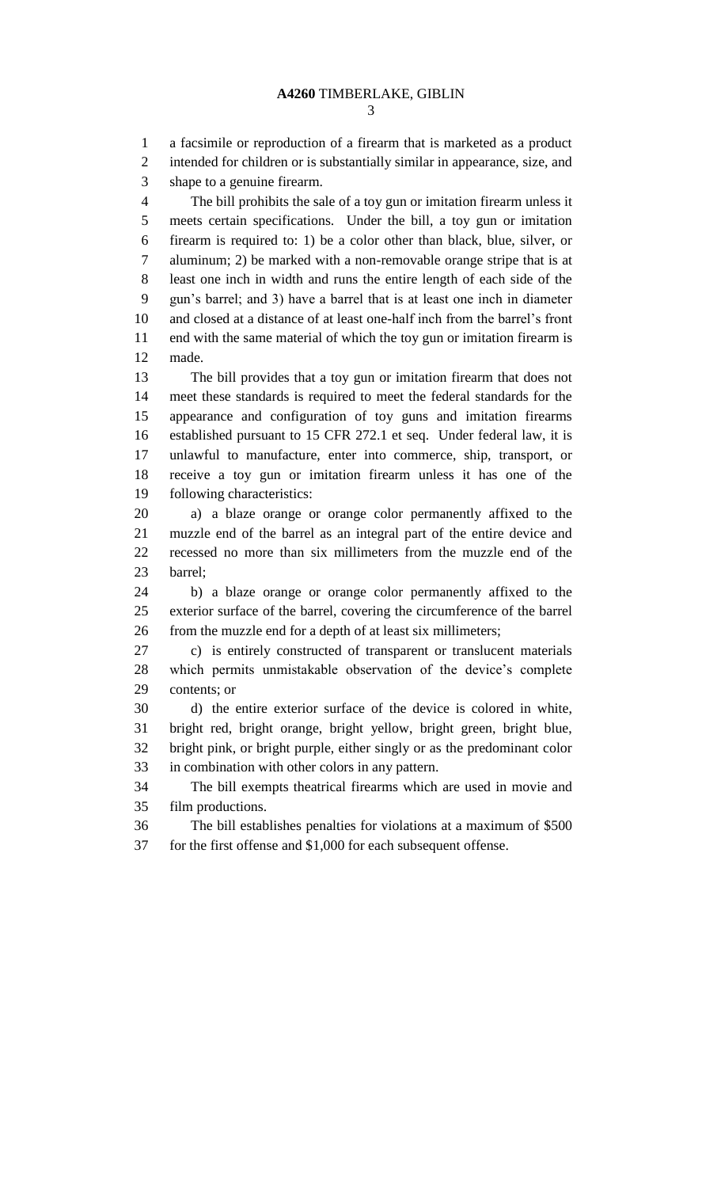a facsimile or reproduction of a firearm that is marketed as a product intended for children or is substantially similar in appearance, size, and shape to a genuine firearm.

The bill prohibits the sale of a toy gun or imitation firearm unless it meets certain specifications. Under the bill, a toy gun or imitation firearm is required to: 1) be a color other than black, blue, silver, or aluminum; 2) be marked with a non-removable orange stripe that is at least one inch in width and runs the entire length of each side of the gun's barrel; and 3) have a barrel that is at least one inch in diameter and closed at a distance of at least one-half inch from the barrel's front end with the same material of which the toy gun or imitation firearm is made.

The bill provides that a toy gun or imitation firearm that does not meet these standards is required to meet the federal standards for the appearance and configuration of toy guns and imitation firearms established pursuant to 15 CFR 272.1 et seq. Under federal law, it is unlawful to manufacture, enter into commerce, ship, transport, or receive a toy gun or imitation firearm unless it has one of the following characteristics:

a) a blaze orange or orange color permanently affixed to the muzzle end of the barrel as an integral part of the entire device and recessed no more than six millimeters from the muzzle end of the barrel;

b) a blaze orange or orange color permanently affixed to the exterior surface of the barrel, covering the circumference of the barrel from the muzzle end for a depth of at least six millimeters;

c) is entirely constructed of transparent or translucent materials which permits unmistakable observation of the device's complete contents; or

d) the entire exterior surface of the device is colored in white, bright red, bright orange, bright yellow, bright green, bright blue, bright pink, or bright purple, either singly or as the predominant color in combination with other colors in any pattern.

The bill exempts theatrical firearms which are used in movie and film productions.

The bill establishes penalties for violations at a maximum of $500 for the first offense and $1,000 for each subsequent offense.